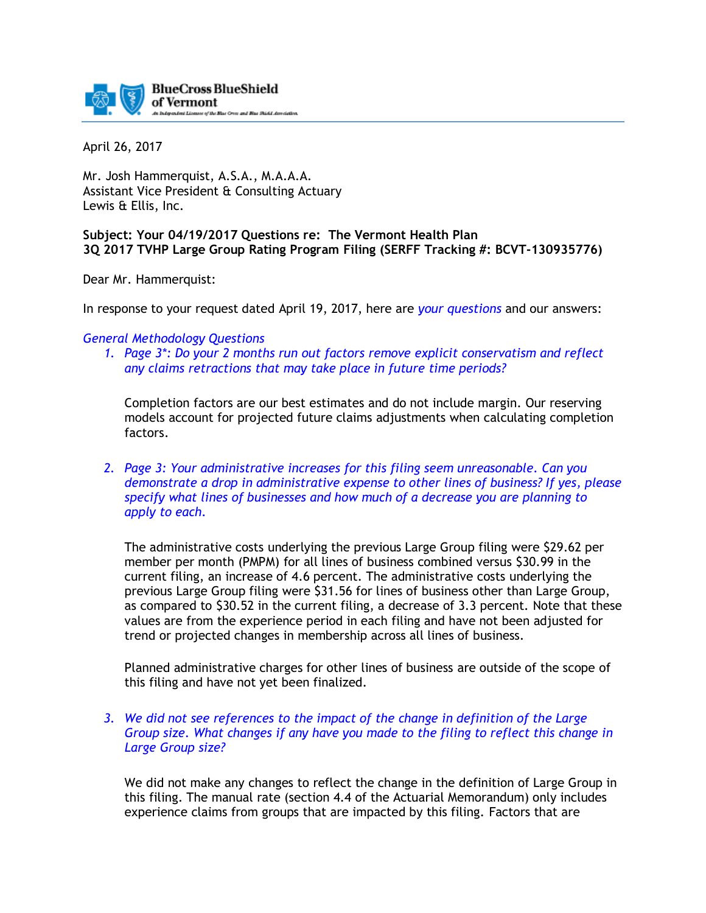BlueCross BlueShield of Vermont

An Independent Licensee of the Blue Cross and Blue Shield Association

April 26, 2017

Mr. Josh Hammerquist, A.S.A., M.A.A.A.
Assistant Vice President & Consulting Actuary
Lewis & Ellis, Inc.

**Subject: Your 04/19/2017 Questions re: The Vermont Health Plan**
**3Q 2017 TVHP Large Group Rating Program Filing (SERFF Tracking #: BCVT-130935776)**

Dear Mr. Hammerquist:

In response to your request dated April 19, 2017, here are *your questions* and our answers:

*General Methodology Questions*

1. *Page 3*: Do your 2 months run out factors remove explicit conservatism and reflect any claims retractions that may take place in future time periods?*

   Completion factors are our best estimates and do not include margin. Our reserving models account for projected future claims adjustments when calculating completion factors.

2. *Page 3: Your administrative increases for this filing seem unreasonable. Can you demonstrate a drop in administrative expense to other lines of business? If yes, please specify what lines of businesses and how much of a decrease you are planning to apply to each.*

   The administrative costs underlying the previous Large Group filing were $29.62 per member per month (PMPM) for all lines of business combined versus $30.99 in the current filing, an increase of 4.6 percent. The administrative costs underlying the previous Large Group filing were $31.56 for lines of business other than Large Group, as compared to $30.52 in the current filing, a decrease of 3.3 percent. Note that these values are from the experience period in each filing and have not been adjusted for trend or projected changes in membership across all lines of business.

   Planned administrative charges for other lines of business are outside of the scope of this filing and have not yet been finalized.

3. *We did not see references to the impact of the change in definition of the Large Group size. What changes if any have you made to the filing to reflect this change in Large Group size?*

   We did not make any changes to reflect the change in the definition of Large Group in this filing. The manual rate (section 4.4 of the Actuarial Memorandum) only includes experience claims from groups that are impacted by this filing. Factors that are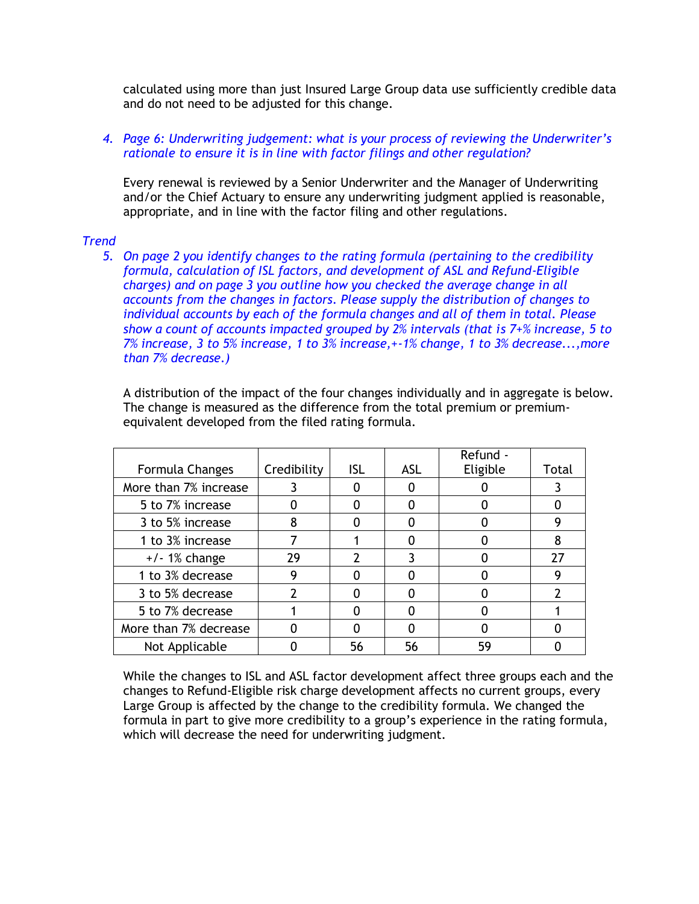calculated using more than just Insured Large Group data use sufficiently credible data and do not need to be adjusted for this change.

4. *Page 6: Underwriting judgement: what is your process of reviewing the Underwriter's rationale to ensure it is in line with factor filings and other regulation?*

   Every renewal is reviewed by a Senior Underwriter and the Manager of Underwriting and/or the Chief Actuary to ensure any underwriting judgment applied is reasonable, appropriate, and in line with the factor filing and other regulations.

*Trend*

5. *On page 2 you identify changes to the rating formula (pertaining to the credibility formula, calculation of ISL factors, and development of ASL and Refund-Eligible charges) and on page 3 you outline how you checked the average change in all accounts from the changes in factors. Please supply the distribution of changes to individual accounts by each of the formula changes and all of them in total. Please show a count of accounts impacted grouped by 2% intervals (that is 7+% increase, 5 to 7% increase, 3 to 5% increase, 1 to 3% increase,+-1% change, 1 to 3% decrease...,more than 7% decrease.)*

   A distribution of the impact of the four changes individually and in aggregate is below. The change is measured as the difference from the total premium or premium-equivalent developed from the filed rating formula.

| Formula Changes | Credibility | ISL | ASL | Refund - Eligible | Total |
|---|---|---|---|---|---|
| More than 7% increase | 3 | 0 | 0 | 0 | 3 |
| 5 to 7% increase | 0 | 0 | 0 | 0 | 0 |
| 3 to 5% increase | 8 | 0 | 0 | 0 | 9 |
| 1 to 3% increase | 7 | 1 | 0 | 0 | 8 |
| +/- 1% change | 29 | 2 | 3 | 0 | 27 |
| 1 to 3% decrease | 9 | 0 | 0 | 0 | 9 |
| 3 to 5% decrease | 2 | 0 | 0 | 0 | 2 |
| 5 to 7% decrease | 1 | 0 | 0 | 0 | 1 |
| More than 7% decrease | 0 | 0 | 0 | 0 | 0 |
| Not Applicable | 0 | 56 | 56 | 59 | 0 |

   While the changes to ISL and ASL factor development affect three groups each and the changes to Refund-Eligible risk charge development affects no current groups, every Large Group is affected by the change to the credibility formula. We changed the formula in part to give more credibility to a group's experience in the rating formula, which will decrease the need for underwriting judgment.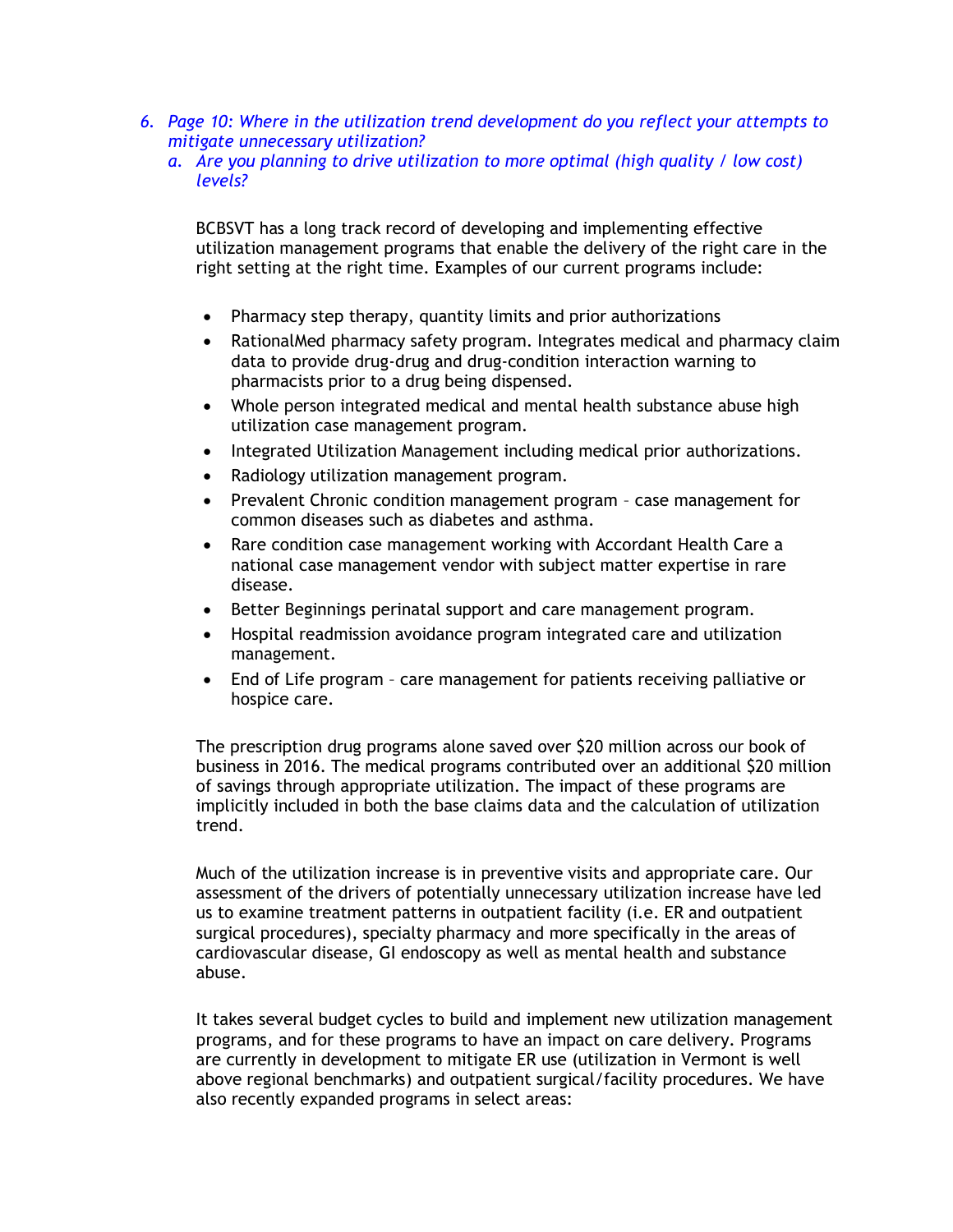6. *Page 10: Where in the utilization trend development do you reflect your attempts to mitigate unnecessary utilization?*
   a. *Are you planning to drive utilization to more optimal (high quality / low cost) levels?*

BCBSVT has a long track record of developing and implementing effective utilization management programs that enable the delivery of the right care in the right setting at the right time. Examples of our current programs include:

- Pharmacy step therapy, quantity limits and prior authorizations
- RationalMed pharmacy safety program. Integrates medical and pharmacy claim data to provide drug-drug and drug-condition interaction warning to pharmacists prior to a drug being dispensed.
- Whole person integrated medical and mental health substance abuse high utilization case management program.
- Integrated Utilization Management including medical prior authorizations.
- Radiology utilization management program.
- Prevalent Chronic condition management program – case management for common diseases such as diabetes and asthma.
- Rare condition case management working with Accordant Health Care a national case management vendor with subject matter expertise in rare disease.
- Better Beginnings perinatal support and care management program.
- Hospital readmission avoidance program integrated care and utilization management.
- End of Life program – care management for patients receiving palliative or hospice care.

The prescription drug programs alone saved over $20 million across our book of business in 2016. The medical programs contributed over an additional $20 million of savings through appropriate utilization. The impact of these programs are implicitly included in both the base claims data and the calculation of utilization trend.

Much of the utilization increase is in preventive visits and appropriate care. Our assessment of the drivers of potentially unnecessary utilization increase have led us to examine treatment patterns in outpatient facility (i.e. ER and outpatient surgical procedures), specialty pharmacy and more specifically in the areas of cardiovascular disease, GI endoscopy as well as mental health and substance abuse.

It takes several budget cycles to build and implement new utilization management programs, and for these programs to have an impact on care delivery. Programs are currently in development to mitigate ER use (utilization in Vermont is well above regional benchmarks) and outpatient surgical/facility procedures. We have also recently expanded programs in select areas: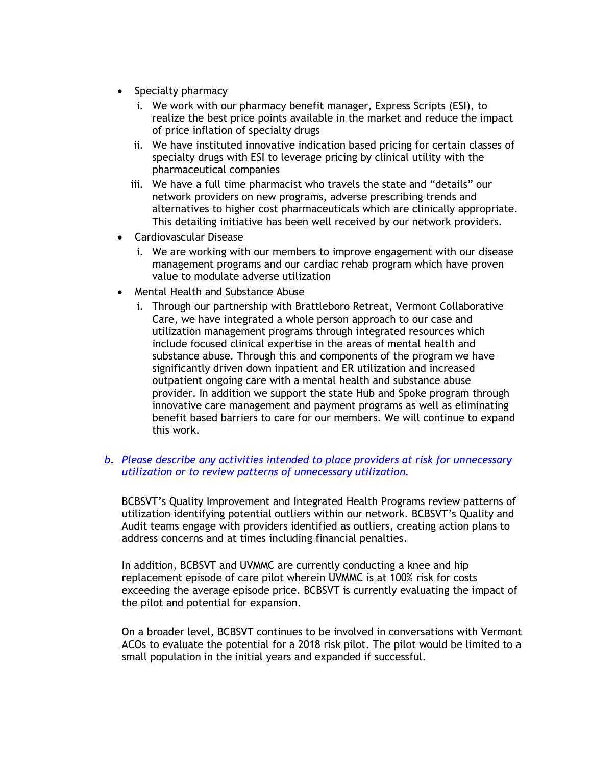- Specialty pharmacy
  i. We work with our pharmacy benefit manager, Express Scripts (ESI), to realize the best price points available in the market and reduce the impact of price inflation of specialty drugs
  ii. We have instituted innovative indication based pricing for certain classes of specialty drugs with ESI to leverage pricing by clinical utility with the pharmaceutical companies
  iii. We have a full time pharmacist who travels the state and "details" our network providers on new programs, adverse prescribing trends and alternatives to higher cost pharmaceuticals which are clinically appropriate. This detailing initiative has been well received by our network providers.
- Cardiovascular Disease
  i. We are working with our members to improve engagement with our disease management programs and our cardiac rehab program which have proven value to modulate adverse utilization
- Mental Health and Substance Abuse
  i. Through our partnership with Brattleboro Retreat, Vermont Collaborative Care, we have integrated a whole person approach to our case and utilization management programs through integrated resources which include focused clinical expertise in the areas of mental health and substance abuse. Through this and components of the program we have significantly driven down inpatient and ER utilization and increased outpatient ongoing care with a mental health and substance abuse provider. In addition we support the state Hub and Spoke program through innovative care management and payment programs as well as eliminating benefit based barriers to care for our members. We will continue to expand this work.

*b. Please describe any activities intended to place providers at risk for unnecessary utilization or to review patterns of unnecessary utilization.*

BCBSVT's Quality Improvement and Integrated Health Programs review patterns of utilization identifying potential outliers within our network. BCBSVT's Quality and Audit teams engage with providers identified as outliers, creating action plans to address concerns and at times including financial penalties.

In addition, BCBSVT and UVMMC are currently conducting a knee and hip replacement episode of care pilot wherein UVMMC is at 100% risk for costs exceeding the average episode price. BCBSVT is currently evaluating the impact of the pilot and potential for expansion.

On a broader level, BCBSVT continues to be involved in conversations with Vermont ACOs to evaluate the potential for a 2018 risk pilot. The pilot would be limited to a small population in the initial years and expanded if successful.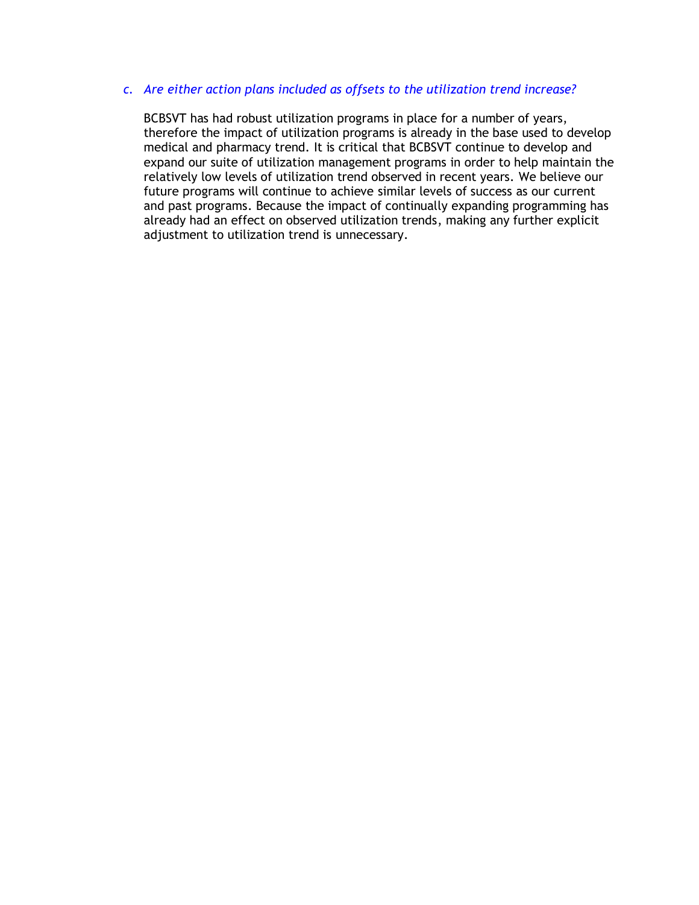c. *Are either action plans included as offsets to the utilization trend increase?*

BCBSVT has had robust utilization programs in place for a number of years, therefore the impact of utilization programs is already in the base used to develop medical and pharmacy trend. It is critical that BCBSVT continue to develop and expand our suite of utilization management programs in order to help maintain the relatively low levels of utilization trend observed in recent years. We believe our future programs will continue to achieve similar levels of success as our current and past programs. Because the impact of continually expanding programming has already had an effect on observed utilization trends, making any further explicit adjustment to utilization trend is unnecessary.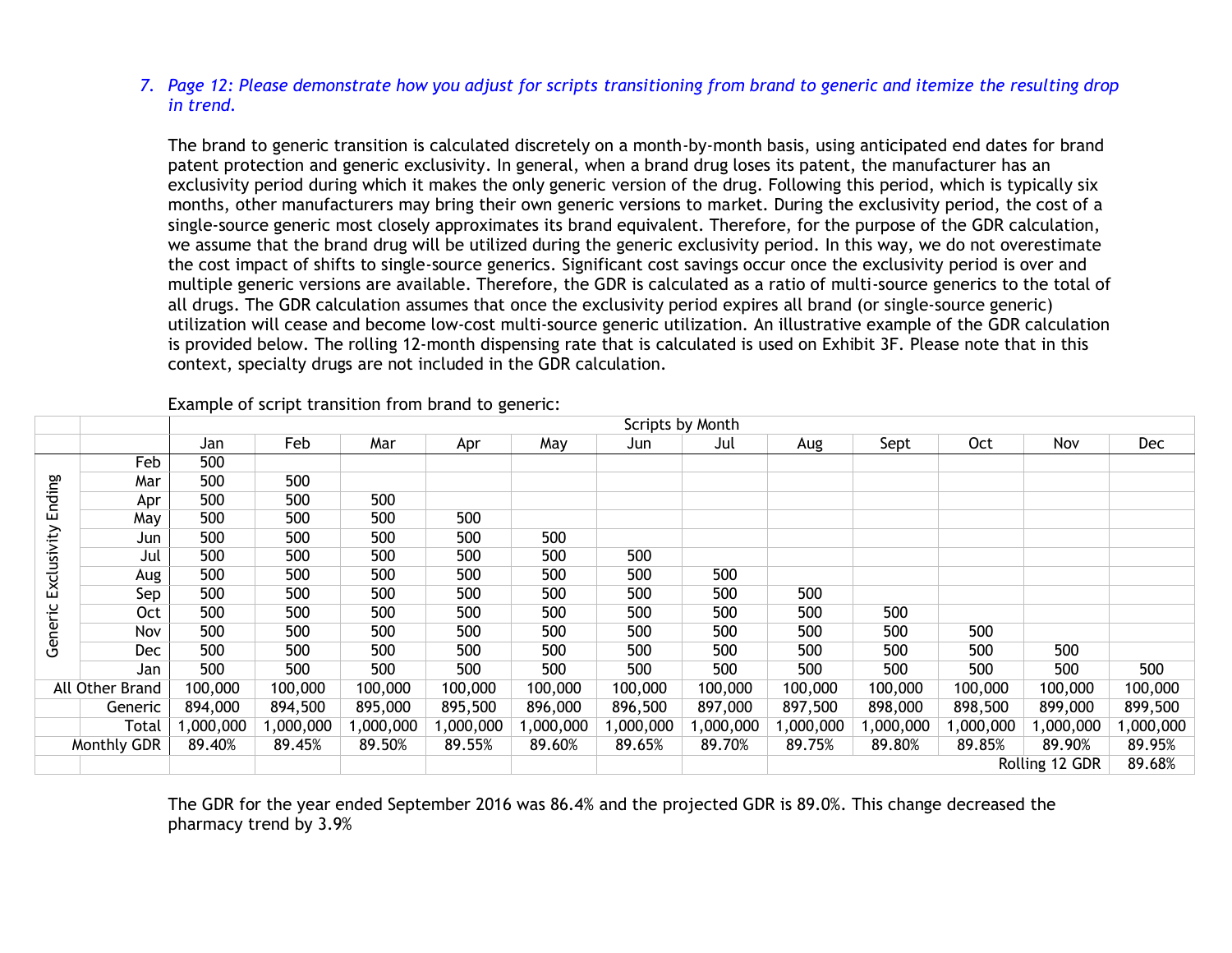7. *Page 12: Please demonstrate how you adjust for scripts transitioning from brand to generic and itemize the resulting drop in trend.*

The brand to generic transition is calculated discretely on a month-by-month basis, using anticipated end dates for brand patent protection and generic exclusivity. In general, when a brand drug loses its patent, the manufacturer has an exclusivity period during which it makes the only generic version of the drug. Following this period, which is typically six months, other manufacturers may bring their own generic versions to market. During the exclusivity period, the cost of a single-source generic most closely approximates its brand equivalent. Therefore, for the purpose of the GDR calculation, we assume that the brand drug will be utilized during the generic exclusivity period. In this way, we do not overestimate the cost impact of shifts to single-source generics. Significant cost savings occur once the exclusivity period is over and multiple generic versions are available. Therefore, the GDR is calculated as a ratio of multi-source generics to the total of all drugs. The GDR calculation assumes that once the exclusivity period expires all brand (or single-source generic) utilization will cease and become low-cost multi-source generic utilization. An illustrative example of the GDR calculation is provided below. The rolling 12-month dispensing rate that is calculated is used on Exhibit 3F. Please note that in this context, specialty drugs are not included in the GDR calculation.

Example of script transition from brand to generic:

| | | Scripts by Month | | | | | | | | | | | |
|---|---|---|---|---|---|---|---|---|---|---|---|---|---|
| | | Jan | Feb | Mar | Apr | May | Jun | Jul | Aug | Sept | Oct | Nov | Dec |
| Generic Exclusivity Ending | Feb | 500 | | | | | | | | | | | |
| | Mar | 500 | 500 | | | | | | | | | | |
| | Apr | 500 | 500 | 500 | | | | | | | | | |
| | May | 500 | 500 | 500 | 500 | | | | | | | | |
| | Jun | 500 | 500 | 500 | 500 | 500 | | | | | | | |
| | Jul | 500 | 500 | 500 | 500 | 500 | 500 | | | | | | |
| | Aug | 500 | 500 | 500 | 500 | 500 | 500 | 500 | | | | | |
| | Sep | 500 | 500 | 500 | 500 | 500 | 500 | 500 | 500 | | | | |
| | Oct | 500 | 500 | 500 | 500 | 500 | 500 | 500 | 500 | 500 | | | |
| | Nov | 500 | 500 | 500 | 500 | 500 | 500 | 500 | 500 | 500 | 500 | | |
| | Dec | 500 | 500 | 500 | 500 | 500 | 500 | 500 | 500 | 500 | 500 | 500 | |
| | Jan | 500 | 500 | 500 | 500 | 500 | 500 | 500 | 500 | 500 | 500 | 500 | 500 |
| All Other Brand | | 100,000 | 100,000 | 100,000 | 100,000 | 100,000 | 100,000 | 100,000 | 100,000 | 100,000 | 100,000 | 100,000 | 100,000 |
| Generic | | 894,000 | 894,500 | 895,000 | 895,500 | 896,000 | 896,500 | 897,000 | 897,500 | 898,000 | 898,500 | 899,000 | 899,500 |
| Total | | 1,000,000 | 1,000,000 | 1,000,000 | 1,000,000 | 1,000,000 | 1,000,000 | 1,000,000 | 1,000,000 | 1,000,000 | 1,000,000 | 1,000,000 | 1,000,000 |
| Monthly GDR | | 89.40% | 89.45% | 89.50% | 89.55% | 89.60% | 89.65% | 89.70% | 89.75% | 89.80% | 89.85% | 89.90% | 89.95% |
| | | | | | | | | | | | | Rolling 12 GDR | 89.68% |

The GDR for the year ended September 2016 was 86.4% and the projected GDR is 89.0%. This change decreased the pharmacy trend by 3.9%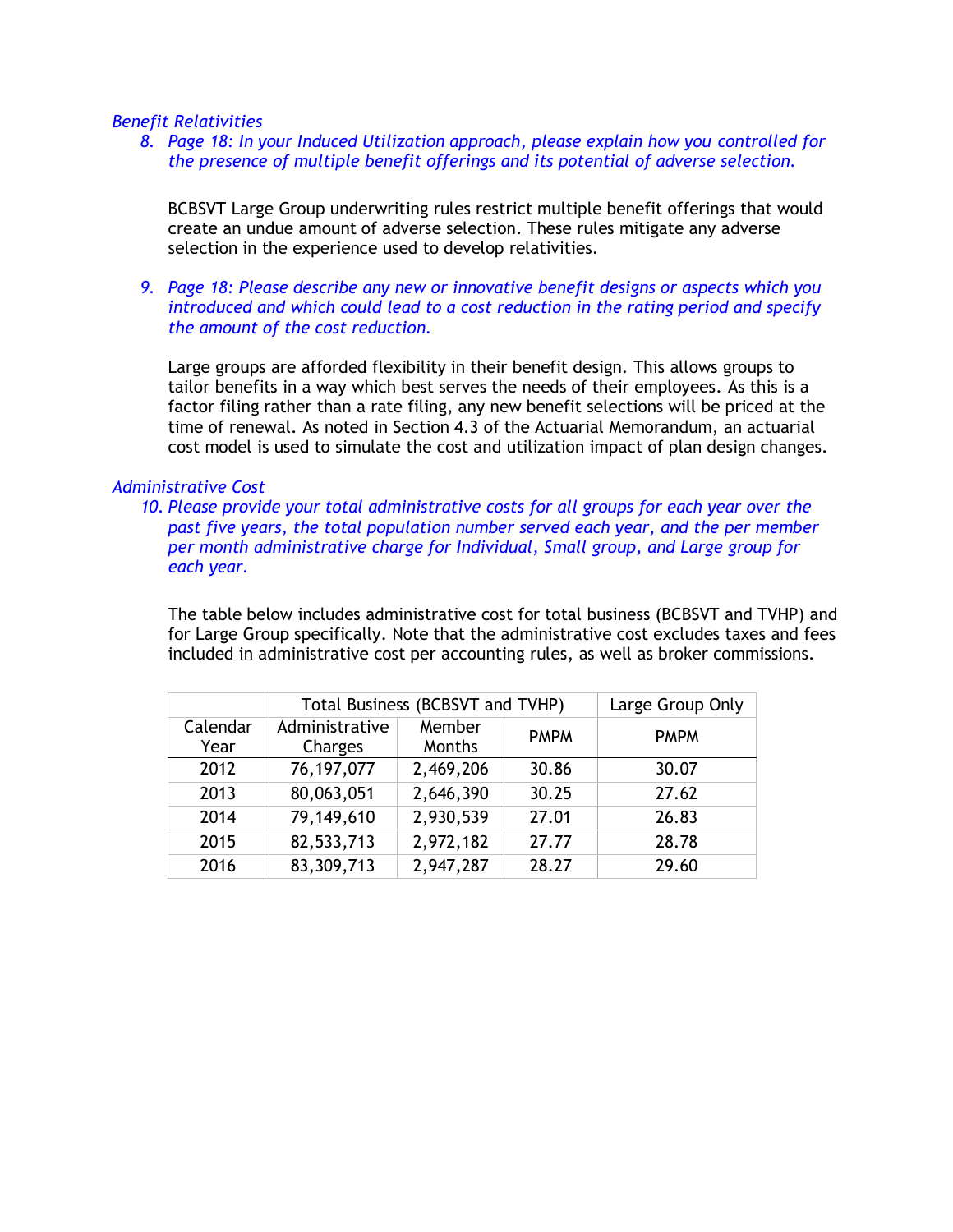*Benefit Relativities*

8. *Page 18: In your Induced Utilization approach, please explain how you controlled for the presence of multiple benefit offerings and its potential of adverse selection.*

   BCBSVT Large Group underwriting rules restrict multiple benefit offerings that would create an undue amount of adverse selection. These rules mitigate any adverse selection in the experience used to develop relativities.

9. *Page 18: Please describe any new or innovative benefit designs or aspects which you introduced and which could lead to a cost reduction in the rating period and specify the amount of the cost reduction.*

   Large groups are afforded flexibility in their benefit design. This allows groups to tailor benefits in a way which best serves the needs of their employees. As this is a factor filing rather than a rate filing, any new benefit selections will be priced at the time of renewal. As noted in Section 4.3 of the Actuarial Memorandum, an actuarial cost model is used to simulate the cost and utilization impact of plan design changes.

*Administrative Cost*

10. *Please provide your total administrative costs for all groups for each year over the past five years, the total population number served each year, and the per member per month administrative charge for Individual, Small group, and Large group for each year.*

    The table below includes administrative cost for total business (BCBSVT and TVHP) and for Large Group specifically. Note that the administrative cost excludes taxes and fees included in administrative cost per accounting rules, as well as broker commissions.

| | Total Business (BCBSVT and TVHP) | | | Large Group Only |
|---|---|---|---|---|
| Calendar Year | Administrative Charges | Member Months | PMPM | PMPM |
| 2012 | 76,197,077 | 2,469,206 | 30.86 | 30.07 |
| 2013 | 80,063,051 | 2,646,390 | 30.25 | 27.62 |
| 2014 | 79,149,610 | 2,930,539 | 27.01 | 26.83 |
| 2015 | 82,533,713 | 2,972,182 | 27.77 | 28.78 |
| 2016 | 83,309,713 | 2,947,287 | 28.27 | 29.60 |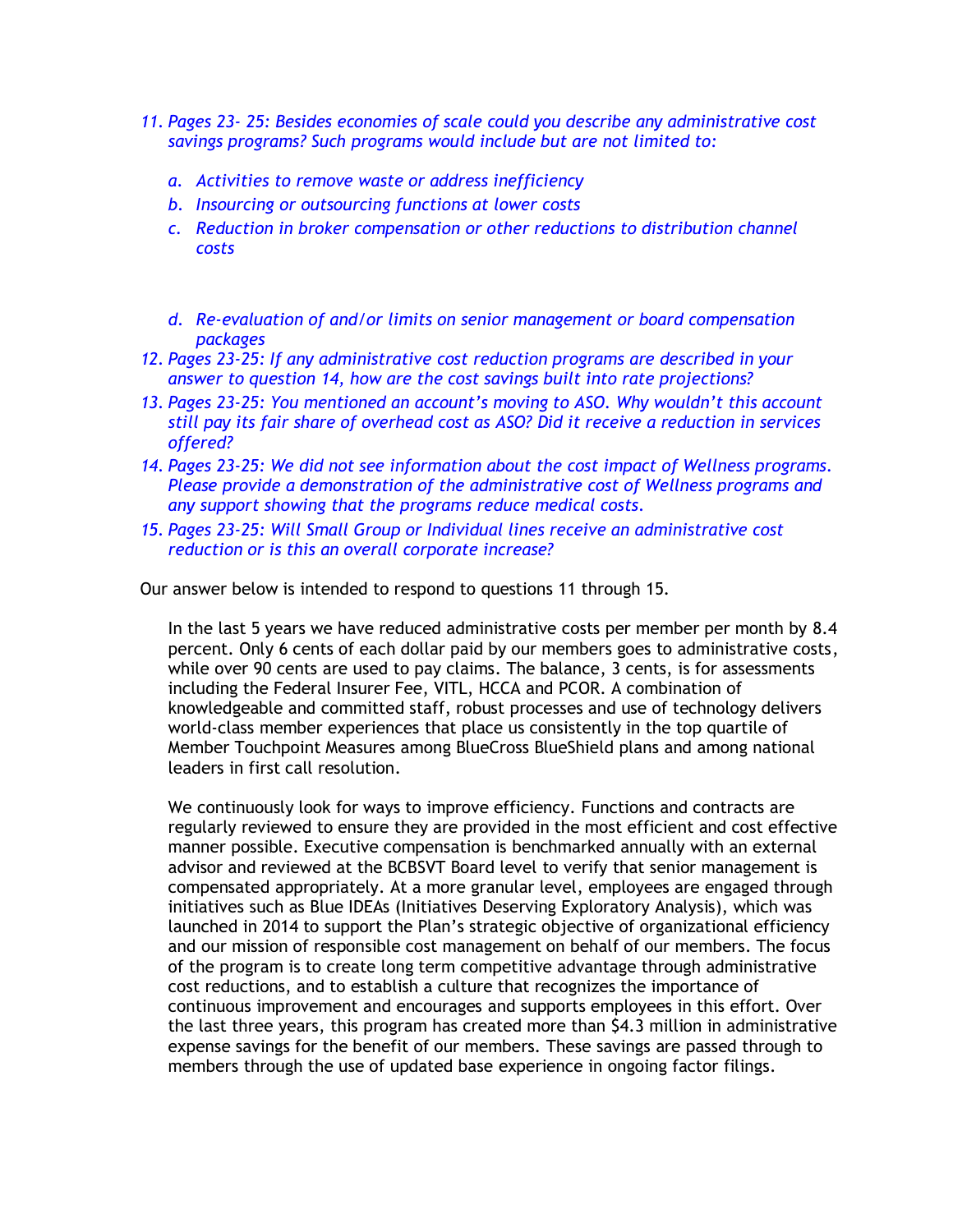11. *Pages 23- 25: Besides economies of scale could you describe any administrative cost savings programs? Such programs would include but are not limited to:*

    a. *Activities to remove waste or address inefficiency*
    b. *Insourcing or outsourcing functions at lower costs*
    c. *Reduction in broker compensation or other reductions to distribution channel costs*
    d. *Re-evaluation of and/or limits on senior management or board compensation packages*

12. *Pages 23-25: If any administrative cost reduction programs are described in your answer to question 14, how are the cost savings built into rate projections?*
13. *Pages 23-25: You mentioned an account's moving to ASO. Why wouldn't this account still pay its fair share of overhead cost as ASO? Did it receive a reduction in services offered?*
14. *Pages 23-25: We did not see information about the cost impact of Wellness programs. Please provide a demonstration of the administrative cost of Wellness programs and any support showing that the programs reduce medical costs.*
15. *Pages 23-25: Will Small Group or Individual lines receive an administrative cost reduction or is this an overall corporate increase?*

Our answer below is intended to respond to questions 11 through 15.

In the last 5 years we have reduced administrative costs per member per month by 8.4 percent. Only 6 cents of each dollar paid by our members goes to administrative costs, while over 90 cents are used to pay claims. The balance, 3 cents, is for assessments including the Federal Insurer Fee, VITL, HCCA and PCOR. A combination of knowledgeable and committed staff, robust processes and use of technology delivers world-class member experiences that place us consistently in the top quartile of Member Touchpoint Measures among BlueCross BlueShield plans and among national leaders in first call resolution.

We continuously look for ways to improve efficiency. Functions and contracts are regularly reviewed to ensure they are provided in the most efficient and cost effective manner possible. Executive compensation is benchmarked annually with an external advisor and reviewed at the BCBSVT Board level to verify that senior management is compensated appropriately. At a more granular level, employees are engaged through initiatives such as Blue IDEAs (Initiatives Deserving Exploratory Analysis), which was launched in 2014 to support the Plan's strategic objective of organizational efficiency and our mission of responsible cost management on behalf of our members. The focus of the program is to create long term competitive advantage through administrative cost reductions, and to establish a culture that recognizes the importance of continuous improvement and encourages and supports employees in this effort. Over the last three years, this program has created more than $4.3 million in administrative expense savings for the benefit of our members. These savings are passed through to members through the use of updated base experience in ongoing factor filings.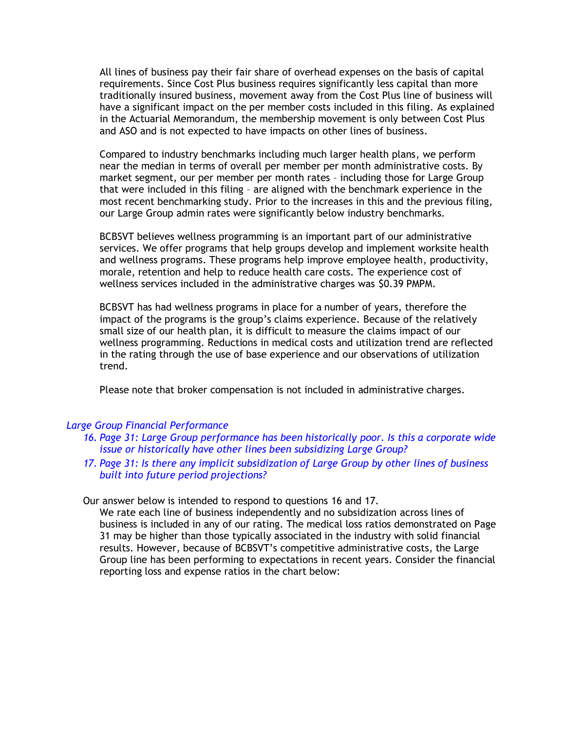All lines of business pay their fair share of overhead expenses on the basis of capital requirements. Since Cost Plus business requires significantly less capital than more traditionally insured business, movement away from the Cost Plus line of business will have a significant impact on the per member costs included in this filing. As explained in the Actuarial Memorandum, the membership movement is only between Cost Plus and ASO and is not expected to have impacts on other lines of business.

Compared to industry benchmarks including much larger health plans, we perform near the median in terms of overall per member per month administrative costs. By market segment, our per member per month rates – including those for Large Group that were included in this filing – are aligned with the benchmark experience in the most recent benchmarking study. Prior to the increases in this and the previous filing, our Large Group admin rates were significantly below industry benchmarks.

BCBSVT believes wellness programming is an important part of our administrative services. We offer programs that help groups develop and implement worksite health and wellness programs. These programs help improve employee health, productivity, morale, retention and help to reduce health care costs. The experience cost of wellness services included in the administrative charges was $0.39 PMPM.

BCBSVT has had wellness programs in place for a number of years, therefore the impact of the programs is the group's claims experience. Because of the relatively small size of our health plan, it is difficult to measure the claims impact of our wellness programming. Reductions in medical costs and utilization trend are reflected in the rating through the use of base experience and our observations of utilization trend.

Please note that broker compensation is not included in administrative charges.

*Large Group Financial Performance*

16. *Page 31: Large Group performance has been historically poor. Is this a corporate wide issue or historically have other lines been subsidizing Large Group?*
17. *Page 31: Is there any implicit subsidization of Large Group by other lines of business built into future period projections?*

Our answer below is intended to respond to questions 16 and 17.

We rate each line of business independently and no subsidization across lines of business is included in any of our rating. The medical loss ratios demonstrated on Page 31 may be higher than those typically associated in the industry with solid financial results. However, because of BCBSVT's competitive administrative costs, the Large Group line has been performing to expectations in recent years. Consider the financial reporting loss and expense ratios in the chart below: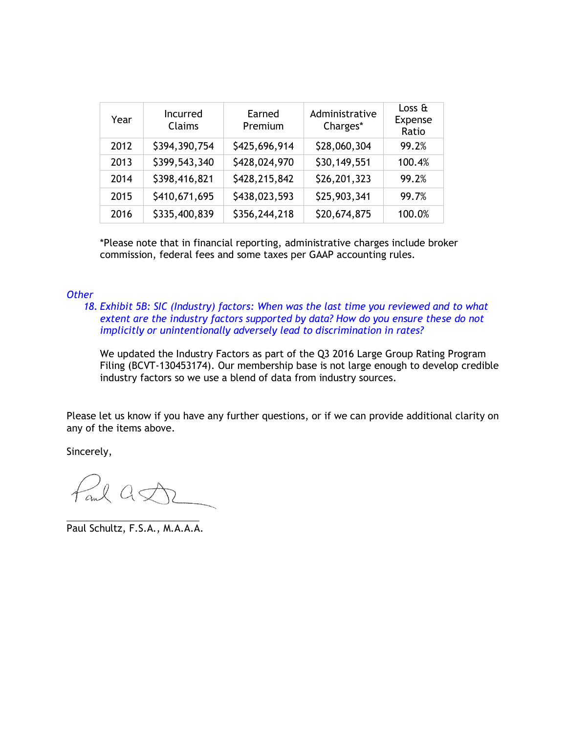| Year | Incurred Claims | Earned Premium | Administrative Charges* | Loss & Expense Ratio |
|---|---|---|---|---|
| 2012 | $394,390,754 | $425,696,914 | $28,060,304 | 99.2% |
| 2013 | $399,543,340 | $428,024,970 | $30,149,551 | 100.4% |
| 2014 | $398,416,821 | $428,215,842 | $26,201,323 | 99.2% |
| 2015 | $410,671,695 | $438,023,593 | $25,903,341 | 99.7% |
| 2016 | $335,400,839 | $356,244,218 | $20,674,875 | 100.0% |

*Please note that in financial reporting, administrative charges include broker commission, federal fees and some taxes per GAAP accounting rules.

*Other*

18. *Exhibit 5B: SIC (Industry) factors: When was the last time you reviewed and to what extent are the industry factors supported by data? How do you ensure these do not implicitly or unintentionally adversely lead to discrimination in rates?*

    We updated the Industry Factors as part of the Q3 2016 Large Group Rating Program Filing (BCVT-130453174). Our membership base is not large enough to develop credible industry factors so we use a blend of data from industry sources.

Please let us know if you have any further questions, or if we can provide additional clarity on any of the items above.

Sincerely,

Paul Schultz, F.S.A., M.A.A.A.